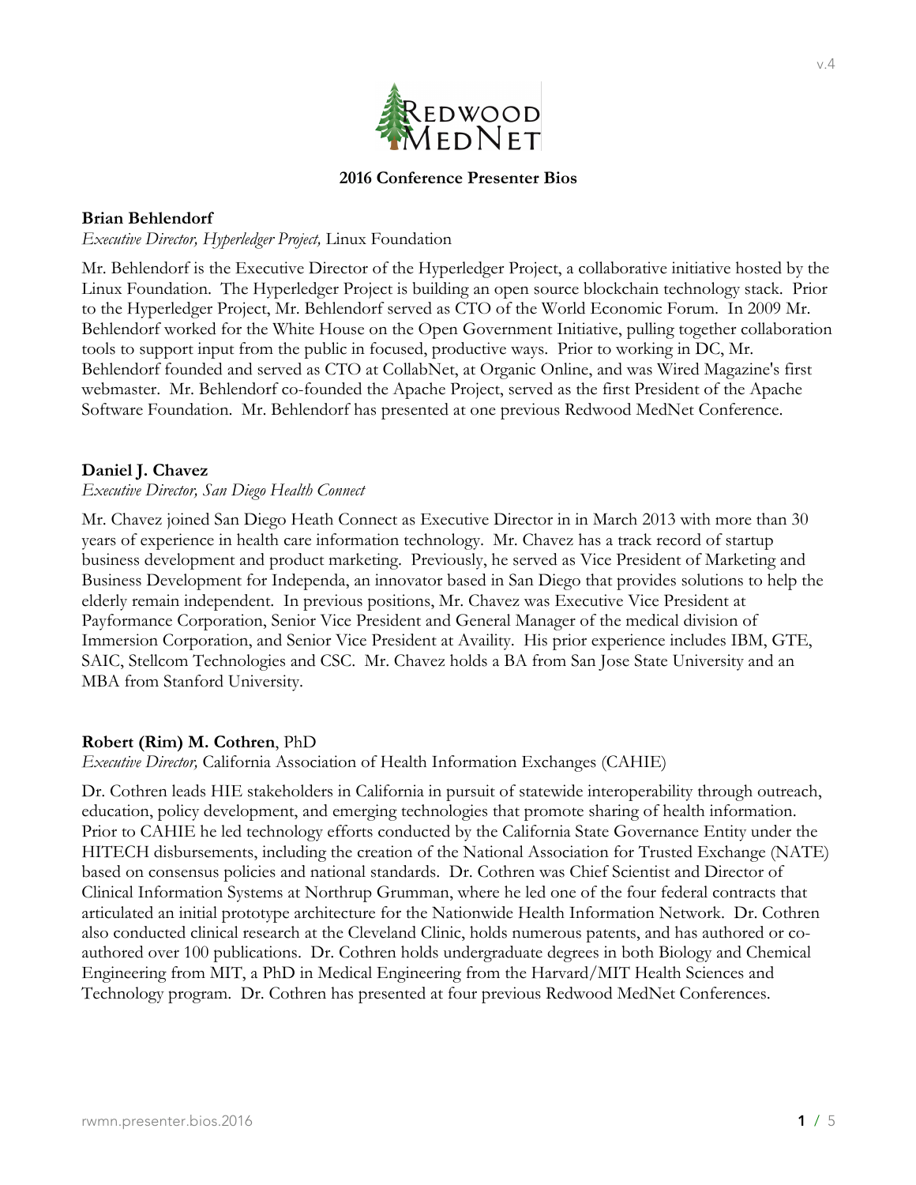# 2016 Conference Presenter Bios

**Brian Behlendorf**
*Executive Director, Hyperledger Project,* Linux Foundation

Mr. Behlendorf is the Executive Director of the Hyperledger Project, a collaborative initiative hosted by the Linux Foundation. The Hyperledger Project is building an open source blockchain technology stack. Prior to the Hyperledger Project, Mr. Behlendorf served as CTO of the World Economic Forum. In 2009 Mr. Behlendorf worked for the White House on the Open Government Initiative, pulling together collaboration tools to support input from the public in focused, productive ways. Prior to working in DC, Mr. Behlendorf founded and served as CTO at CollabNet, at Organic Online, and was Wired Magazine's first webmaster. Mr. Behlendorf co-founded the Apache Project, served as the first President of the Apache Software Foundation. Mr. Behlendorf has presented at one previous Redwood MedNet Conference.

**Daniel J. Chavez**
*Executive Director, San Diego Health Connect*

Mr. Chavez joined San Diego Heath Connect as Executive Director in in March 2013 with more than 30 years of experience in health care information technology. Mr. Chavez has a track record of startup business development and product marketing. Previously, he served as Vice President of Marketing and Business Development for Independa, an innovator based in San Diego that provides solutions to help the elderly remain independent. In previous positions, Mr. Chavez was Executive Vice President at Payformance Corporation, Senior Vice President and General Manager of the medical division of Immersion Corporation, and Senior Vice President at Availity. His prior experience includes IBM, GTE, SAIC, Stellcom Technologies and CSC. Mr. Chavez holds a BA from San Jose State University and an MBA from Stanford University.

**Robert (Rim) M. Cothren**, PhD
*Executive Director,* California Association of Health Information Exchanges (CAHIE)

Dr. Cothren leads HIE stakeholders in California in pursuit of statewide interoperability through outreach, education, policy development, and emerging technologies that promote sharing of health information. Prior to CAHIE he led technology efforts conducted by the California State Governance Entity under the HITECH disbursements, including the creation of the National Association for Trusted Exchange (NATE) based on consensus policies and national standards. Dr. Cothren was Chief Scientist and Director of Clinical Information Systems at Northrup Grumman, where he led one of the four federal contracts that articulated an initial prototype architecture for the Nationwide Health Information Network. Dr. Cothren also conducted clinical research at the Cleveland Clinic, holds numerous patents, and has authored or co-authored over 100 publications. Dr. Cothren holds undergraduate degrees in both Biology and Chemical Engineering from MIT, a PhD in Medical Engineering from the Harvard/MIT Health Sciences and Technology program. Dr. Cothren has presented at four previous Redwood MedNet Conferences.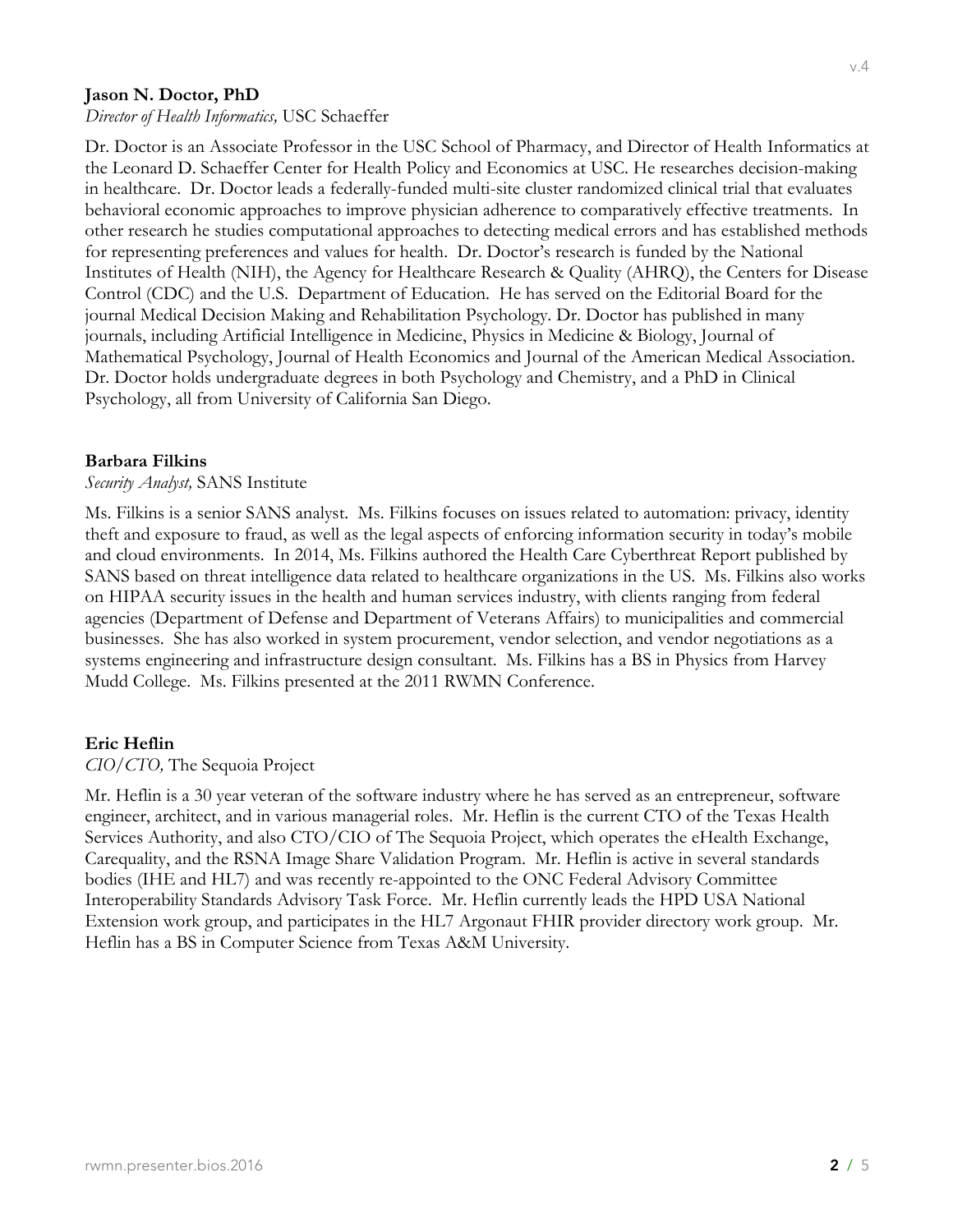**Jason N. Doctor, PhD**

*Director of Health Informatics,* USC Schaeffer

Dr. Doctor is an Associate Professor in the USC School of Pharmacy, and Director of Health Informatics at the Leonard D. Schaeffer Center for Health Policy and Economics at USC. He researches decision-making in healthcare. Dr. Doctor leads a federally-funded multi-site cluster randomized clinical trial that evaluates behavioral economic approaches to improve physician adherence to comparatively effective treatments. In other research he studies computational approaches to detecting medical errors and has established methods for representing preferences and values for health. Dr. Doctor's research is funded by the National Institutes of Health (NIH), the Agency for Healthcare Research & Quality (AHRQ), the Centers for Disease Control (CDC) and the U.S. Department of Education. He has served on the Editorial Board for the journal Medical Decision Making and Rehabilitation Psychology. Dr. Doctor has published in many journals, including Artificial Intelligence in Medicine, Physics in Medicine & Biology, Journal of Mathematical Psychology, Journal of Health Economics and Journal of the American Medical Association. Dr. Doctor holds undergraduate degrees in both Psychology and Chemistry, and a PhD in Clinical Psychology, all from University of California San Diego.

**Barbara Filkins**

*Security Analyst,* SANS Institute

Ms. Filkins is a senior SANS analyst. Ms. Filkins focuses on issues related to automation: privacy, identity theft and exposure to fraud, as well as the legal aspects of enforcing information security in today's mobile and cloud environments. In 2014, Ms. Filkins authored the Health Care Cyberthreat Report published by SANS based on threat intelligence data related to healthcare organizations in the US. Ms. Filkins also works on HIPAA security issues in the health and human services industry, with clients ranging from federal agencies (Department of Defense and Department of Veterans Affairs) to municipalities and commercial businesses. She has also worked in system procurement, vendor selection, and vendor negotiations as a systems engineering and infrastructure design consultant. Ms. Filkins has a BS in Physics from Harvey Mudd College. Ms. Filkins presented at the 2011 RWMN Conference.

**Eric Heflin**

*CIO/CTO,* The Sequoia Project

Mr. Heflin is a 30 year veteran of the software industry where he has served as an entrepreneur, software engineer, architect, and in various managerial roles. Mr. Heflin is the current CTO of the Texas Health Services Authority, and also CTO/CIO of The Sequoia Project, which operates the eHealth Exchange, Carequality, and the RSNA Image Share Validation Program. Mr. Heflin is active in several standards bodies (IHE and HL7) and was recently re-appointed to the ONC Federal Advisory Committee Interoperability Standards Advisory Task Force. Mr. Heflin currently leads the HPD USA National Extension work group, and participates in the HL7 Argonaut FHIR provider directory work group. Mr. Heflin has a BS in Computer Science from Texas A&M University.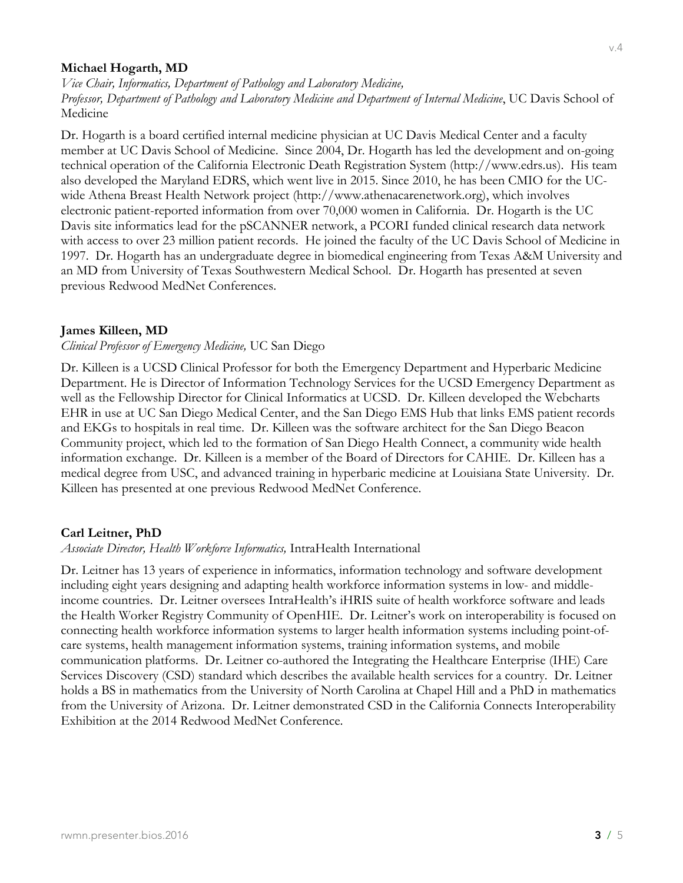**Michael Hogarth, MD**

*Vice Chair, Informatics, Department of Pathology and Laboratory Medicine,*
*Professor, Department of Pathology and Laboratory Medicine and Department of Internal Medicine*, UC Davis School of Medicine

Dr. Hogarth is a board certified internal medicine physician at UC Davis Medical Center and a faculty member at UC Davis School of Medicine. Since 2004, Dr. Hogarth has led the development and on-going technical operation of the California Electronic Death Registration System (http://www.edrs.us). His team also developed the Maryland EDRS, which went live in 2015. Since 2010, he has been CMIO for the UC-wide Athena Breast Health Network project (http://www.athenacarenetwork.org), which involves electronic patient-reported information from over 70,000 women in California. Dr. Hogarth is the UC Davis site informatics lead for the pSCANNER network, a PCORI funded clinical research data network with access to over 23 million patient records. He joined the faculty of the UC Davis School of Medicine in 1997. Dr. Hogarth has an undergraduate degree in biomedical engineering from Texas A&M University and an MD from University of Texas Southwestern Medical School. Dr. Hogarth has presented at seven previous Redwood MedNet Conferences.

**James Killeen, MD**

*Clinical Professor of Emergency Medicine,* UC San Diego

Dr. Killeen is a UCSD Clinical Professor for both the Emergency Department and Hyperbaric Medicine Department. He is Director of Information Technology Services for the UCSD Emergency Department as well as the Fellowship Director for Clinical Informatics at UCSD. Dr. Killeen developed the Webcharts EHR in use at UC San Diego Medical Center, and the San Diego EMS Hub that links EMS patient records and EKGs to hospitals in real time. Dr. Killeen was the software architect for the San Diego Beacon Community project, which led to the formation of San Diego Health Connect, a community wide health information exchange. Dr. Killeen is a member of the Board of Directors for CAHIE. Dr. Killeen has a medical degree from USC, and advanced training in hyperbaric medicine at Louisiana State University. Dr. Killeen has presented at one previous Redwood MedNet Conference.

**Carl Leitner, PhD**

*Associate Director, Health Workforce Informatics,* IntraHealth International

Dr. Leitner has 13 years of experience in informatics, information technology and software development including eight years designing and adapting health workforce information systems in low- and middle-income countries. Dr. Leitner oversees IntraHealth's iHRIS suite of health workforce software and leads the Health Worker Registry Community of OpenHIE. Dr. Leitner's work on interoperability is focused on connecting health workforce information systems to larger health information systems including point-of-care systems, health management information systems, training information systems, and mobile communication platforms. Dr. Leitner co-authored the Integrating the Healthcare Enterprise (IHE) Care Services Discovery (CSD) standard which describes the available health services for a country. Dr. Leitner holds a BS in mathematics from the University of North Carolina at Chapel Hill and a PhD in mathematics from the University of Arizona. Dr. Leitner demonstrated CSD in the California Connects Interoperability Exhibition at the 2014 Redwood MedNet Conference.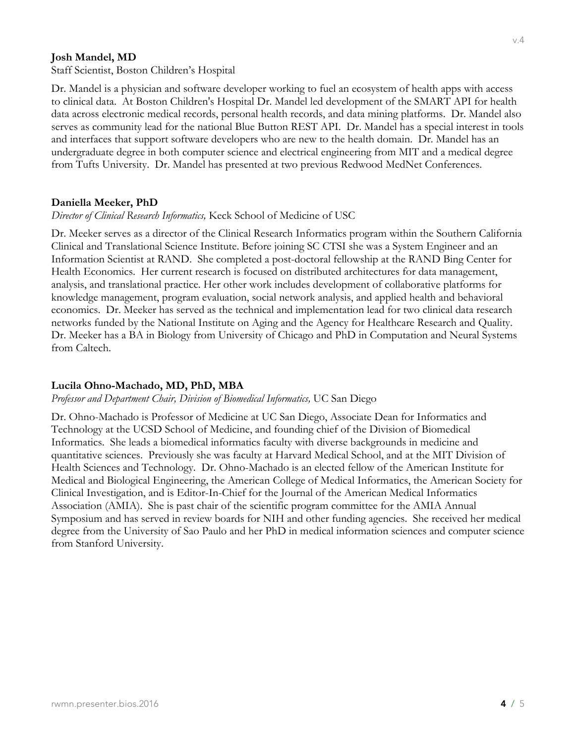**Josh Mandel, MD**

Staff Scientist, Boston Children's Hospital

Dr. Mandel is a physician and software developer working to fuel an ecosystem of health apps with access to clinical data. At Boston Children's Hospital Dr. Mandel led development of the SMART API for health data across electronic medical records, personal health records, and data mining platforms. Dr. Mandel also serves as community lead for the national Blue Button REST API. Dr. Mandel has a special interest in tools and interfaces that support software developers who are new to the health domain. Dr. Mandel has an undergraduate degree in both computer science and electrical engineering from MIT and a medical degree from Tufts University. Dr. Mandel has presented at two previous Redwood MedNet Conferences.

**Daniella Meeker, PhD**

*Director of Clinical Research Informatics,* Keck School of Medicine of USC

Dr. Meeker serves as a director of the Clinical Research Informatics program within the Southern California Clinical and Translational Science Institute. Before joining SC CTSI she was a System Engineer and an Information Scientist at RAND. She completed a post-doctoral fellowship at the RAND Bing Center for Health Economics. Her current research is focused on distributed architectures for data management, analysis, and translational practice. Her other work includes development of collaborative platforms for knowledge management, program evaluation, social network analysis, and applied health and behavioral economics. Dr. Meeker has served as the technical and implementation lead for two clinical data research networks funded by the National Institute on Aging and the Agency for Healthcare Research and Quality. Dr. Meeker has a BA in Biology from University of Chicago and PhD in Computation and Neural Systems from Caltech.

**Lucila Ohno-Machado, MD, PhD, MBA**

*Professor and Department Chair, Division of Biomedical Informatics,* UC San Diego

Dr. Ohno-Machado is Professor of Medicine at UC San Diego, Associate Dean for Informatics and Technology at the UCSD School of Medicine, and founding chief of the Division of Biomedical Informatics. She leads a biomedical informatics faculty with diverse backgrounds in medicine and quantitative sciences. Previously she was faculty at Harvard Medical School, and at the MIT Division of Health Sciences and Technology. Dr. Ohno-Machado is an elected fellow of the American Institute for Medical and Biological Engineering, the American College of Medical Informatics, the American Society for Clinical Investigation, and is Editor-In-Chief for the Journal of the American Medical Informatics Association (AMIA). She is past chair of the scientific program committee for the AMIA Annual Symposium and has served in review boards for NIH and other funding agencies. She received her medical degree from the University of Sao Paulo and her PhD in medical information sciences and computer science from Stanford University.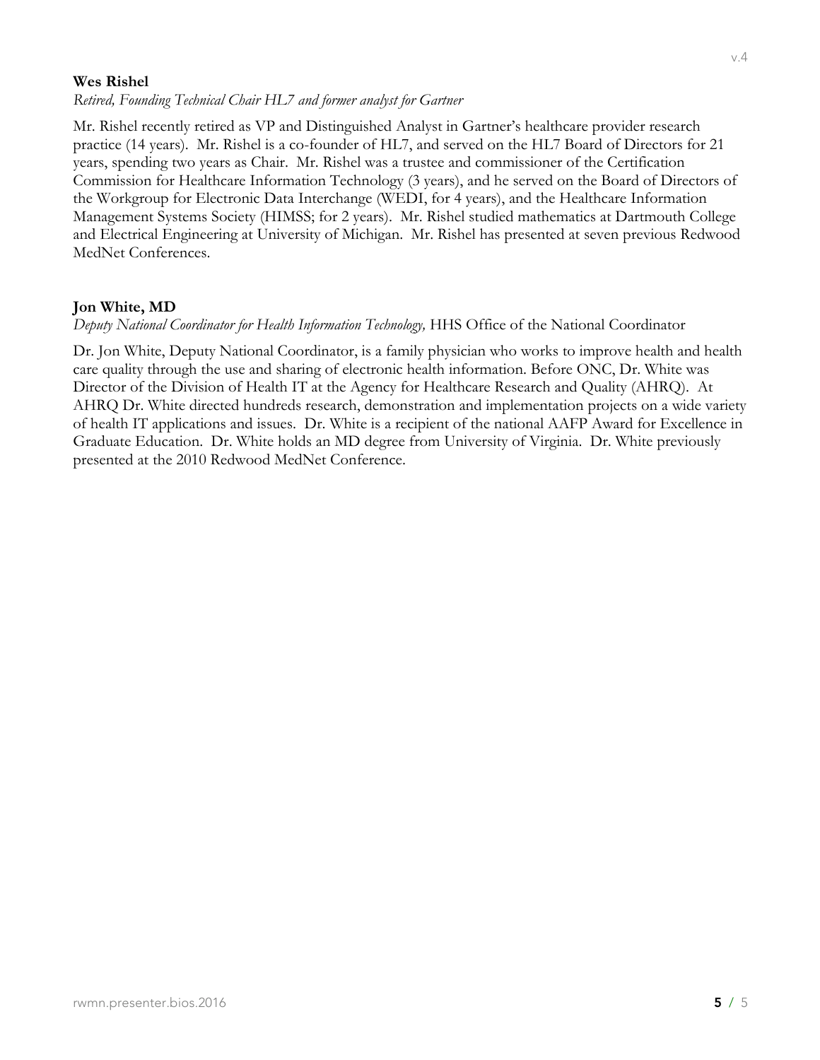**Wes Rishel**

*Retired, Founding Technical Chair HL7 and former analyst for Gartner*

Mr. Rishel recently retired as VP and Distinguished Analyst in Gartner's healthcare provider research practice (14 years). Mr. Rishel is a co-founder of HL7, and served on the HL7 Board of Directors for 21 years, spending two years as Chair. Mr. Rishel was a trustee and commissioner of the Certification Commission for Healthcare Information Technology (3 years), and he served on the Board of Directors of the Workgroup for Electronic Data Interchange (WEDI, for 4 years), and the Healthcare Information Management Systems Society (HIMSS; for 2 years). Mr. Rishel studied mathematics at Dartmouth College and Electrical Engineering at University of Michigan. Mr. Rishel has presented at seven previous Redwood MedNet Conferences.

**Jon White, MD**

*Deputy National Coordinator for Health Information Technology,* HHS Office of the National Coordinator

Dr. Jon White, Deputy National Coordinator, is a family physician who works to improve health and health care quality through the use and sharing of electronic health information. Before ONC, Dr. White was Director of the Division of Health IT at the Agency for Healthcare Research and Quality (AHRQ). At AHRQ Dr. White directed hundreds research, demonstration and implementation projects on a wide variety of health IT applications and issues. Dr. White is a recipient of the national AAFP Award for Excellence in Graduate Education. Dr. White holds an MD degree from University of Virginia. Dr. White previously presented at the 2010 Redwood MedNet Conference.